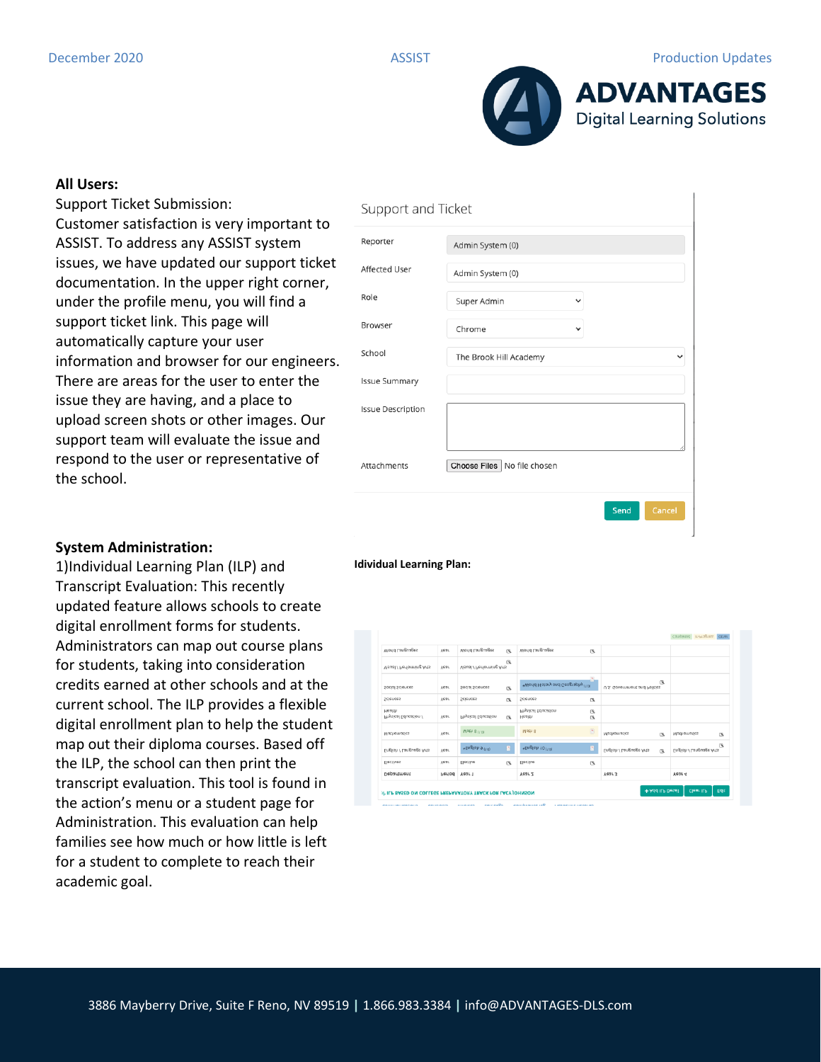December 2020 ASSIST Production Updates

ADVANTAGES
Digital Learning Solutions

**All Users:**

Support Ticket Submission:
Customer satisfaction is very important to ASSIST. To address any ASSIST system issues, we have updated our support ticket documentation. In the upper right corner, under the profile menu, you will find a support ticket link. This page will automatically capture your user information and browser for our engineers. There are areas for the user to enter the issue they are having, and a place to upload screen shots or other images. Our support team will evaluate the issue and respond to the user or representative of the school.

Support and Ticket

| | |
|---|---|
| Reporter | Admin System (0) |
| Affected User | Admin System (0) |
| Role | Super Admin |
| Browser | Chrome |
| School | The Brook Hill Academy |
| Issue Summary | |
| Issue Description | |
| Attachments | Choose Files No file chosen |

Send Cancel

**System Administration:**

1)Individual Learning Plan (ILP) and Transcript Evaluation: This recently updated feature allows schools to create digital enrollment forms for students. Administrators can map out course plans for students, taking into consideration credits earned at other schools and at the current school. The ILP provides a flexible digital enrollment plan to help the student map out their diploma courses. Based off the ILP, the school can then print the transcript evaluation. This tool is found in the action's menu or a student page for Administration. This evaluation can help families see how much or how little is left for a student to complete to reach their academic goal.

**Idividual Learning Plan:**

3886 Mayberry Drive, Suite F Reno, NV 89519 | 1.866.983.3384 | info@ADVANTAGES-DLS.com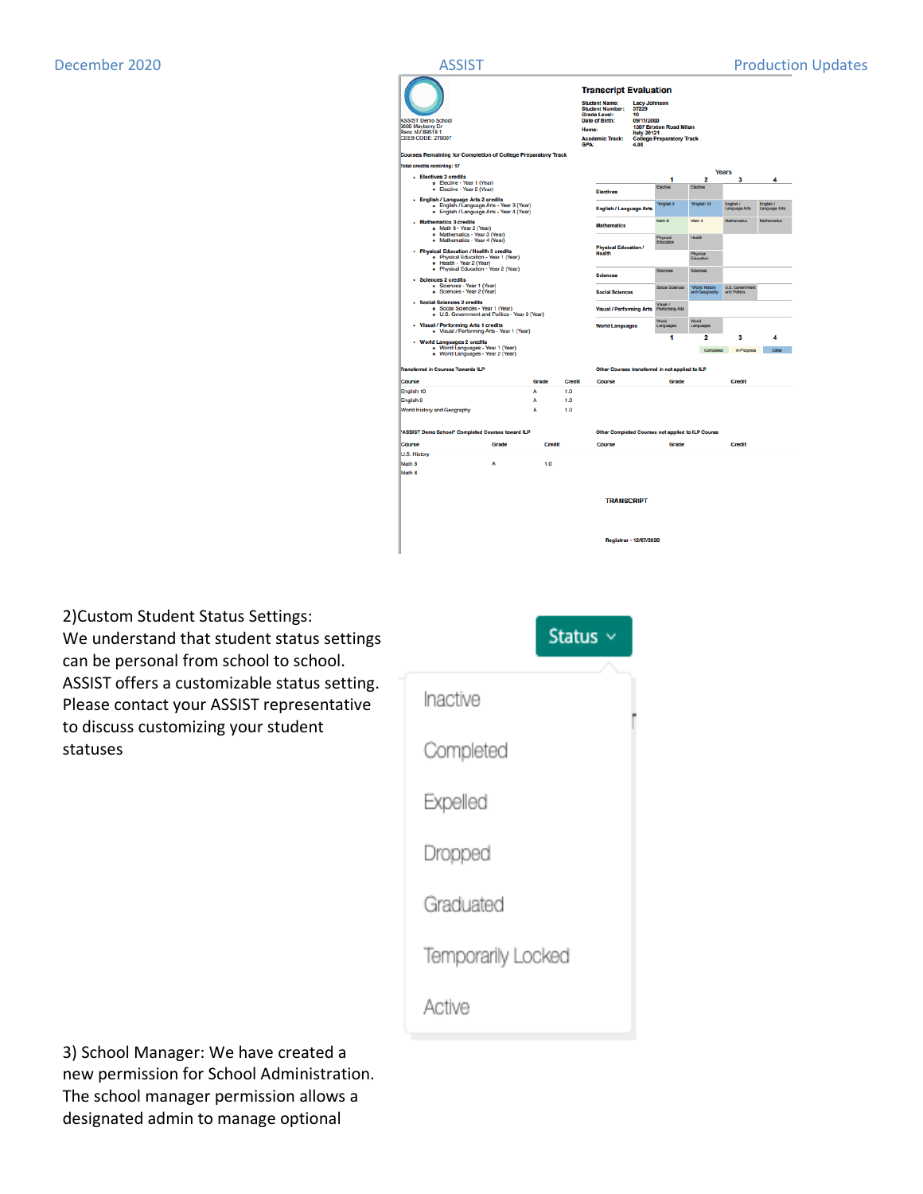2)Custom Student Status Settings:
We understand that student status settings can be personal from school to school. ASSIST offers a customizable status setting. Please contact your ASSIST representative to discuss customizing your student statuses

3) School Manager: We have created a new permission for School Administration. The school manager permission allows a designated admin to manage optional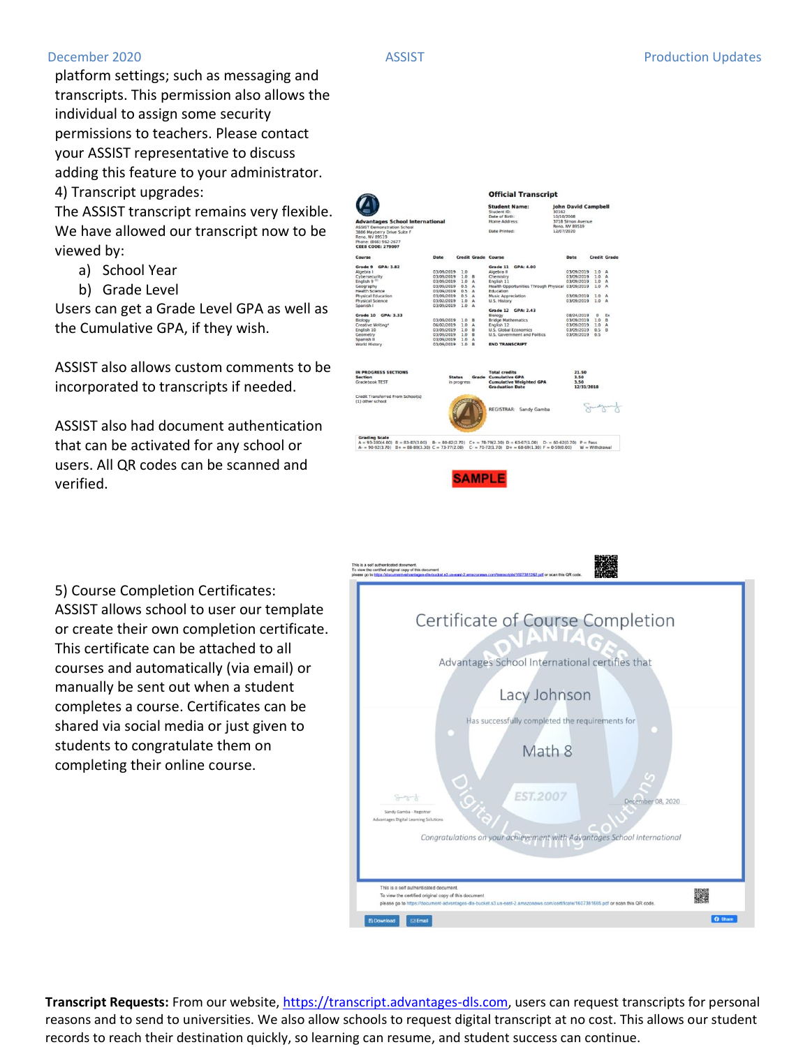platform settings; such as messaging and transcripts. This permission also allows the individual to assign some security permissions to teachers. Please contact your ASSIST representative to discuss adding this feature to your administrator.

4) Transcript upgrades:

The ASSIST transcript remains very flexible. We have allowed our transcript now to be viewed by:

a) School Year
b) Grade Level

Users can get a Grade Level GPA as well as the Cumulative GPA, if they wish.

ASSIST also allows custom comments to be incorporated to transcripts if needed.

ASSIST also had document authentication that can be activated for any school or users. All QR codes can be scanned and verified.

5) Course Completion Certificates:

ASSIST allows school to user our template or create their own completion certificate. This certificate can be attached to all courses and automatically (via email) or manually be sent out when a student completes a course. Certificates can be shared via social media or just given to students to congratulate them on completing their online course.

**Transcript Requests:** From our website, https://transcript.advantages-dls.com, users can request transcripts for personal reasons and to send to universities. We also allow schools to request digital transcript at no cost. This allows our student records to reach their destination quickly, so learning can resume, and student success can continue.